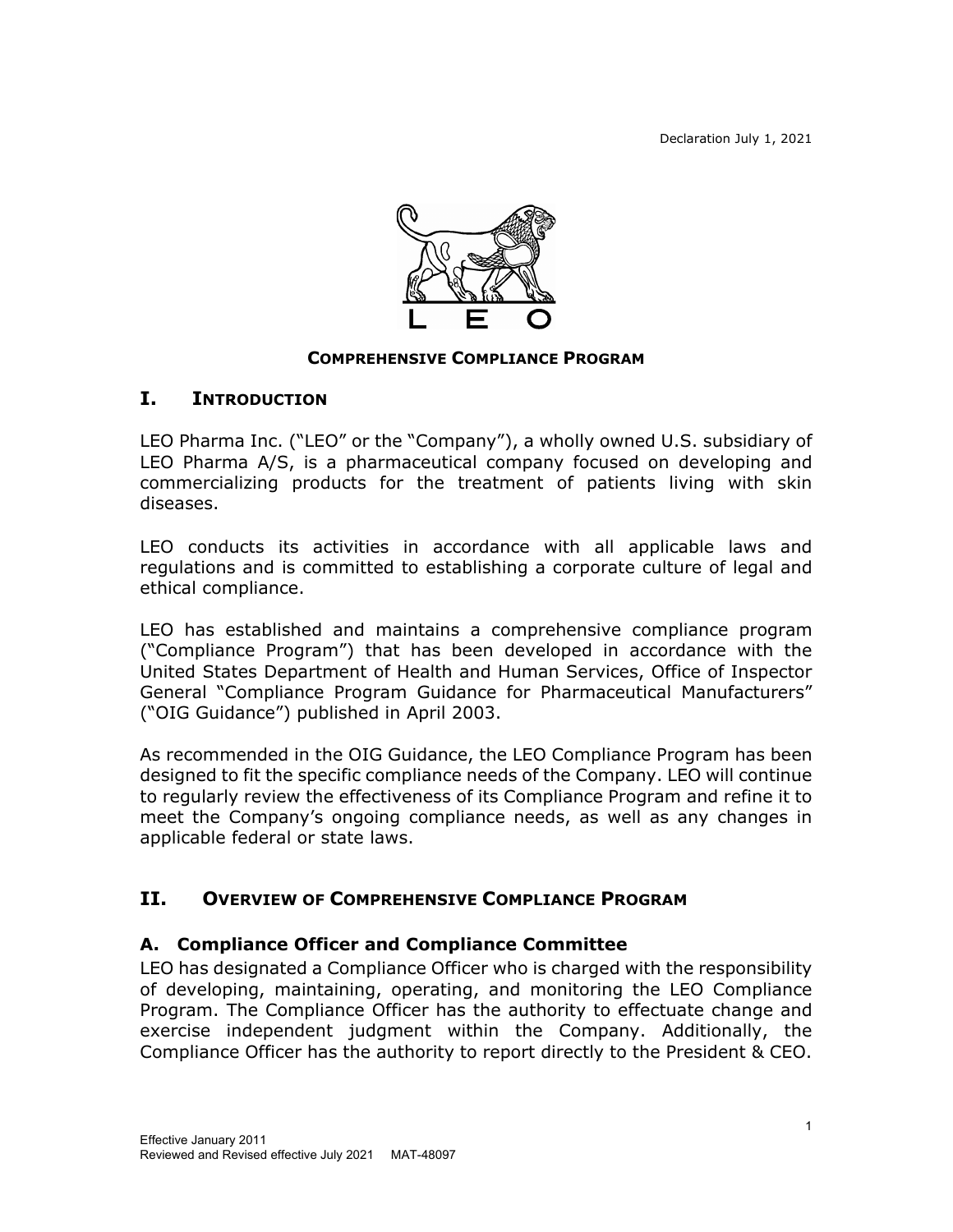Declaration July 1, 2021

**COMPREHENSIVE COMPLIANCE PROGRAM**

## I. INTRODUCTION

LEO Pharma Inc. ("LEO" or the "Company"), a wholly owned U.S. subsidiary of LEO Pharma A/S, is a pharmaceutical company focused on developing and commercializing products for the treatment of patients living with skin diseases.

LEO conducts its activities in accordance with all applicable laws and regulations and is committed to establishing a corporate culture of legal and ethical compliance.

LEO has established and maintains a comprehensive compliance program ("Compliance Program") that has been developed in accordance with the United States Department of Health and Human Services, Office of Inspector General "Compliance Program Guidance for Pharmaceutical Manufacturers" ("OIG Guidance") published in April 2003.

As recommended in the OIG Guidance, the LEO Compliance Program has been designed to fit the specific compliance needs of the Company. LEO will continue to regularly review the effectiveness of its Compliance Program and refine it to meet the Company's ongoing compliance needs, as well as any changes in applicable federal or state laws.

## II. OVERVIEW OF COMPREHENSIVE COMPLIANCE PROGRAM

### A. Compliance Officer and Compliance Committee

LEO has designated a Compliance Officer who is charged with the responsibility of developing, maintaining, operating, and monitoring the LEO Compliance Program. The Compliance Officer has the authority to effectuate change and exercise independent judgment within the Company. Additionally, the Compliance Officer has the authority to report directly to the President & CEO.

Effective January 2011
Reviewed and Revised effective July 2021 MAT-48097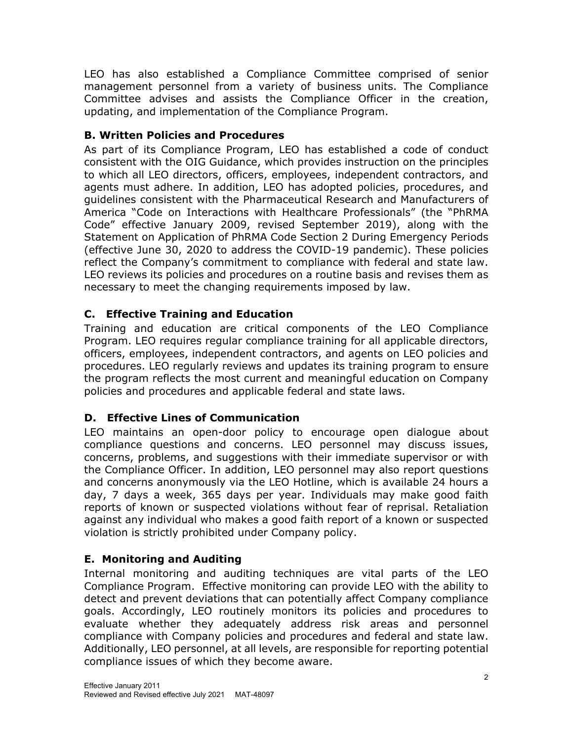LEO has also established a Compliance Committee comprised of senior management personnel from a variety of business units. The Compliance Committee advises and assists the Compliance Officer in the creation, updating, and implementation of the Compliance Program.

### B. Written Policies and Procedures

As part of its Compliance Program, LEO has established a code of conduct consistent with the OIG Guidance, which provides instruction on the principles to which all LEO directors, officers, employees, independent contractors, and agents must adhere. In addition, LEO has adopted policies, procedures, and guidelines consistent with the Pharmaceutical Research and Manufacturers of America "Code on Interactions with Healthcare Professionals" (the "PhRMA Code" effective January 2009, revised September 2019), along with the Statement on Application of PhRMA Code Section 2 During Emergency Periods (effective June 30, 2020 to address the COVID-19 pandemic). These policies reflect the Company's commitment to compliance with federal and state law. LEO reviews its policies and procedures on a routine basis and revises them as necessary to meet the changing requirements imposed by law.

### C. Effective Training and Education

Training and education are critical components of the LEO Compliance Program. LEO requires regular compliance training for all applicable directors, officers, employees, independent contractors, and agents on LEO policies and procedures. LEO regularly reviews and updates its training program to ensure the program reflects the most current and meaningful education on Company policies and procedures and applicable federal and state laws.

### D. Effective Lines of Communication

LEO maintains an open-door policy to encourage open dialogue about compliance questions and concerns. LEO personnel may discuss issues, concerns, problems, and suggestions with their immediate supervisor or with the Compliance Officer. In addition, LEO personnel may also report questions and concerns anonymously via the LEO Hotline, which is available 24 hours a day, 7 days a week, 365 days per year. Individuals may make good faith reports of known or suspected violations without fear of reprisal. Retaliation against any individual who makes a good faith report of a known or suspected violation is strictly prohibited under Company policy.

### E. Monitoring and Auditing

Internal monitoring and auditing techniques are vital parts of the LEO Compliance Program. Effective monitoring can provide LEO with the ability to detect and prevent deviations that can potentially affect Company compliance goals. Accordingly, LEO routinely monitors its policies and procedures to evaluate whether they adequately address risk areas and personnel compliance with Company policies and procedures and federal and state law. Additionally, LEO personnel, at all levels, are responsible for reporting potential compliance issues of which they become aware.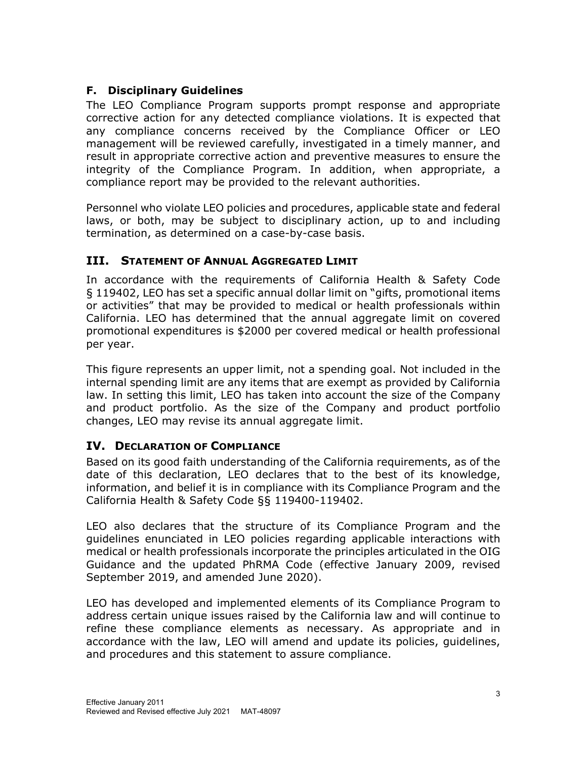### F. Disciplinary Guidelines

The LEO Compliance Program supports prompt response and appropriate corrective action for any detected compliance violations. It is expected that any compliance concerns received by the Compliance Officer or LEO management will be reviewed carefully, investigated in a timely manner, and result in appropriate corrective action and preventive measures to ensure the integrity of the Compliance Program. In addition, when appropriate, a compliance report may be provided to the relevant authorities.

Personnel who violate LEO policies and procedures, applicable state and federal laws, or both, may be subject to disciplinary action, up to and including termination, as determined on a case-by-case basis.

## III. STATEMENT OF ANNUAL AGGREGATED LIMIT

In accordance with the requirements of California Health & Safety Code § 119402, LEO has set a specific annual dollar limit on "gifts, promotional items or activities" that may be provided to medical or health professionals within California. LEO has determined that the annual aggregate limit on covered promotional expenditures is $2000 per covered medical or health professional per year.

This figure represents an upper limit, not a spending goal. Not included in the internal spending limit are any items that are exempt as provided by California law. In setting this limit, LEO has taken into account the size of the Company and product portfolio. As the size of the Company and product portfolio changes, LEO may revise its annual aggregate limit.

## IV. DECLARATION OF COMPLIANCE

Based on its good faith understanding of the California requirements, as of the date of this declaration, LEO declares that to the best of its knowledge, information, and belief it is in compliance with its Compliance Program and the California Health & Safety Code §§ 119400-119402.

LEO also declares that the structure of its Compliance Program and the guidelines enunciated in LEO policies regarding applicable interactions with medical or health professionals incorporate the principles articulated in the OIG Guidance and the updated PhRMA Code (effective January 2009, revised September 2019, and amended June 2020).

LEO has developed and implemented elements of its Compliance Program to address certain unique issues raised by the California law and will continue to refine these compliance elements as necessary. As appropriate and in accordance with the law, LEO will amend and update its policies, guidelines, and procedures and this statement to assure compliance.

Effective January 2011
Reviewed and Revised effective July 2021 MAT-48097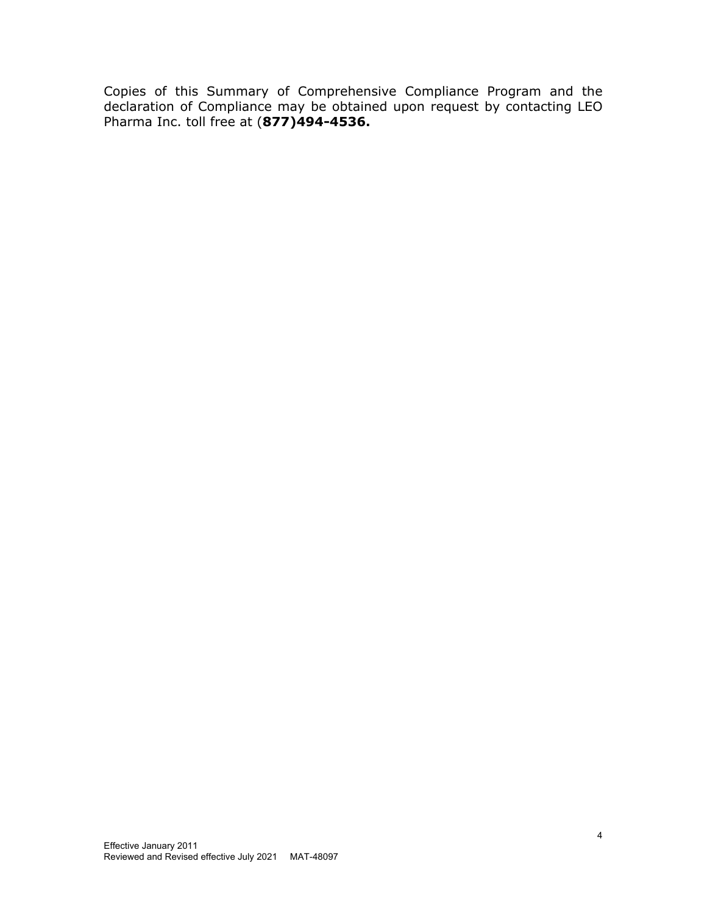Copies of this Summary of Comprehensive Compliance Program and the declaration of Compliance may be obtained upon request by contacting LEO Pharma Inc. toll free at (**877)494-4536.**